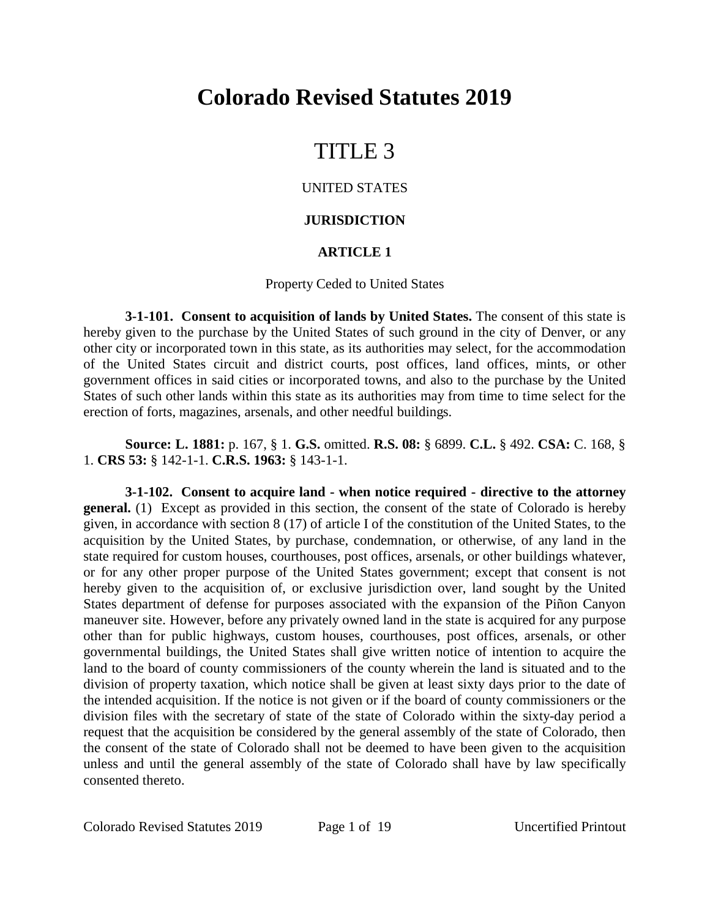# Colorado Revised Statutes 2019

# TITLE 3

UNITED STATES

**JURISDICTION**

## ARTICLE 1

Property Ceded to United States

**3-1-101. Consent to acquisition of lands by United States.** The consent of this state is hereby given to the purchase by the United States of such ground in the city of Denver, or any other city or incorporated town in this state, as its authorities may select, for the accommodation of the United States circuit and district courts, post offices, land offices, mints, or other government offices in said cities or incorporated towns, and also to the purchase by the United States of such other lands within this state as its authorities may from time to time select for the erection of forts, magazines, arsenals, and other needful buildings.

**Source: L. 1881:** p. 167, § 1. **G.S.** omitted. **R.S. 08:** § 6899. **C.L.** § 492. **CSA:** C. 168, § 1. **CRS 53:** § 142-1-1. **C.R.S. 1963:** § 143-1-1.

**3-1-102. Consent to acquire land - when notice required - directive to the attorney general.** (1) Except as provided in this section, the consent of the state of Colorado is hereby given, in accordance with section 8 (17) of article I of the constitution of the United States, to the acquisition by the United States, by purchase, condemnation, or otherwise, of any land in the state required for custom houses, courthouses, post offices, arsenals, or other buildings whatever, or for any other proper purpose of the United States government; except that consent is not hereby given to the acquisition of, or exclusive jurisdiction over, land sought by the United States department of defense for purposes associated with the expansion of the Piñon Canyon maneuver site. However, before any privately owned land in the state is acquired for any purpose other than for public highways, custom houses, courthouses, post offices, arsenals, or other governmental buildings, the United States shall give written notice of intention to acquire the land to the board of county commissioners of the county wherein the land is situated and to the division of property taxation, which notice shall be given at least sixty days prior to the date of the intended acquisition. If the notice is not given or if the board of county commissioners or the division files with the secretary of state of the state of Colorado within the sixty-day period a request that the acquisition be considered by the general assembly of the state of Colorado, then the consent of the state of Colorado shall not be deemed to have been given to the acquisition unless and until the general assembly of the state of Colorado shall have by law specifically consented thereto.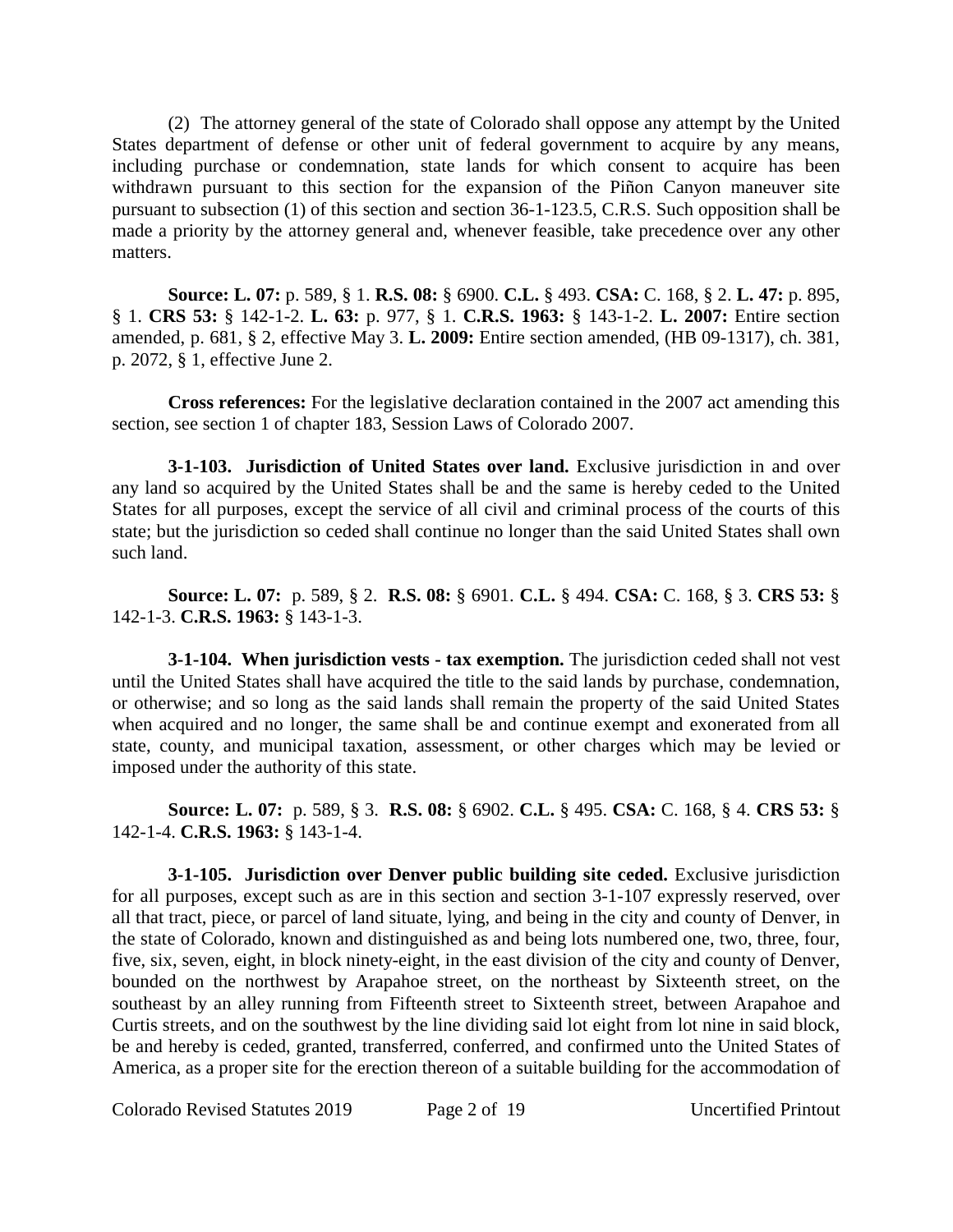(2) The attorney general of the state of Colorado shall oppose any attempt by the United States department of defense or other unit of federal government to acquire by any means, including purchase or condemnation, state lands for which consent to acquire has been withdrawn pursuant to this section for the expansion of the Piñon Canyon maneuver site pursuant to subsection (1) of this section and section 36-1-123.5, C.R.S. Such opposition shall be made a priority by the attorney general and, whenever feasible, take precedence over any other matters.

**Source: L. 07:** p. 589, § 1. **R.S. 08:** § 6900. **C.L.** § 493. **CSA:** C. 168, § 2. **L. 47:** p. 895, § 1. **CRS 53:** § 142-1-2. **L. 63:** p. 977, § 1. **C.R.S. 1963:** § 143-1-2. **L. 2007:** Entire section amended, p. 681, § 2, effective May 3. **L. 2009:** Entire section amended, (HB 09-1317), ch. 381, p. 2072, § 1, effective June 2.

**Cross references:** For the legislative declaration contained in the 2007 act amending this section, see section 1 of chapter 183, Session Laws of Colorado 2007.

**3-1-103. Jurisdiction of United States over land.** Exclusive jurisdiction in and over any land so acquired by the United States shall be and the same is hereby ceded to the United States for all purposes, except the service of all civil and criminal process of the courts of this state; but the jurisdiction so ceded shall continue no longer than the said United States shall own such land.

**Source: L. 07:** p. 589, § 2. **R.S. 08:** § 6901. **C.L.** § 494. **CSA:** C. 168, § 3. **CRS 53:** § 142-1-3. **C.R.S. 1963:** § 143-1-3.

**3-1-104. When jurisdiction vests - tax exemption.** The jurisdiction ceded shall not vest until the United States shall have acquired the title to the said lands by purchase, condemnation, or otherwise; and so long as the said lands shall remain the property of the said United States when acquired and no longer, the same shall be and continue exempt and exonerated from all state, county, and municipal taxation, assessment, or other charges which may be levied or imposed under the authority of this state.

**Source: L. 07:** p. 589, § 3. **R.S. 08:** § 6902. **C.L.** § 495. **CSA:** C. 168, § 4. **CRS 53:** § 142-1-4. **C.R.S. 1963:** § 143-1-4.

**3-1-105. Jurisdiction over Denver public building site ceded.** Exclusive jurisdiction for all purposes, except such as are in this section and section 3-1-107 expressly reserved, over all that tract, piece, or parcel of land situate, lying, and being in the city and county of Denver, in the state of Colorado, known and distinguished as and being lots numbered one, two, three, four, five, six, seven, eight, in block ninety-eight, in the east division of the city and county of Denver, bounded on the northwest by Arapahoe street, on the northeast by Sixteenth street, on the southeast by an alley running from Fifteenth street to Sixteenth street, between Arapahoe and Curtis streets, and on the southwest by the line dividing said lot eight from lot nine in said block, be and hereby is ceded, granted, transferred, conferred, and confirmed unto the United States of America, as a proper site for the erection thereon of a suitable building for the accommodation of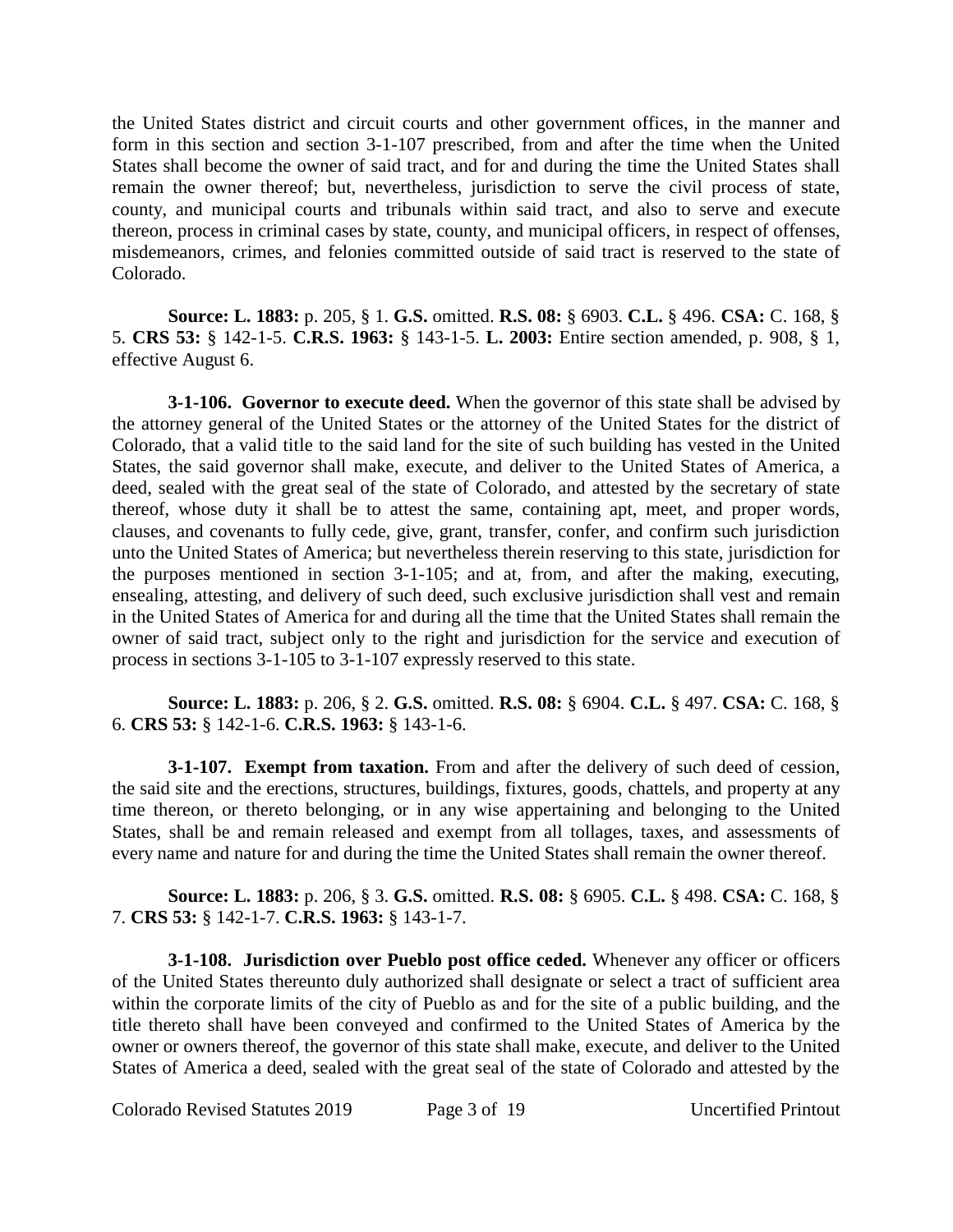the United States district and circuit courts and other government offices, in the manner and form in this section and section 3-1-107 prescribed, from and after the time when the United States shall become the owner of said tract, and for and during the time the United States shall remain the owner thereof; but, nevertheless, jurisdiction to serve the civil process of state, county, and municipal courts and tribunals within said tract, and also to serve and execute thereon, process in criminal cases by state, county, and municipal officers, in respect of offenses, misdemeanors, crimes, and felonies committed outside of said tract is reserved to the state of Colorado.

**Source: L. 1883:** p. 205, § 1. **G.S.** omitted. **R.S. 08:** § 6903. **C.L.** § 496. **CSA:** C. 168, § 5. **CRS 53:** § 142-1-5. **C.R.S. 1963:** § 143-1-5. **L. 2003:** Entire section amended, p. 908, § 1, effective August 6.

**3-1-106. Governor to execute deed.** When the governor of this state shall be advised by the attorney general of the United States or the attorney of the United States for the district of Colorado, that a valid title to the said land for the site of such building has vested in the United States, the said governor shall make, execute, and deliver to the United States of America, a deed, sealed with the great seal of the state of Colorado, and attested by the secretary of state thereof, whose duty it shall be to attest the same, containing apt, meet, and proper words, clauses, and covenants to fully cede, give, grant, transfer, confer, and confirm such jurisdiction unto the United States of America; but nevertheless therein reserving to this state, jurisdiction for the purposes mentioned in section 3-1-105; and at, from, and after the making, executing, ensealing, attesting, and delivery of such deed, such exclusive jurisdiction shall vest and remain in the United States of America for and during all the time that the United States shall remain the owner of said tract, subject only to the right and jurisdiction for the service and execution of process in sections 3-1-105 to 3-1-107 expressly reserved to this state.

**Source: L. 1883:** p. 206, § 2. **G.S.** omitted. **R.S. 08:** § 6904. **C.L.** § 497. **CSA:** C. 168, § 6. **CRS 53:** § 142-1-6. **C.R.S. 1963:** § 143-1-6.

**3-1-107. Exempt from taxation.** From and after the delivery of such deed of cession, the said site and the erections, structures, buildings, fixtures, goods, chattels, and property at any time thereon, or thereto belonging, or in any wise appertaining and belonging to the United States, shall be and remain released and exempt from all tollages, taxes, and assessments of every name and nature for and during the time the United States shall remain the owner thereof.

**Source: L. 1883:** p. 206, § 3. **G.S.** omitted. **R.S. 08:** § 6905. **C.L.** § 498. **CSA:** C. 168, § 7. **CRS 53:** § 142-1-7. **C.R.S. 1963:** § 143-1-7.

**3-1-108. Jurisdiction over Pueblo post office ceded.** Whenever any officer or officers of the United States thereunto duly authorized shall designate or select a tract of sufficient area within the corporate limits of the city of Pueblo as and for the site of a public building, and the title thereto shall have been conveyed and confirmed to the United States of America by the owner or owners thereof, the governor of this state shall make, execute, and deliver to the United States of America a deed, sealed with the great seal of the state of Colorado and attested by the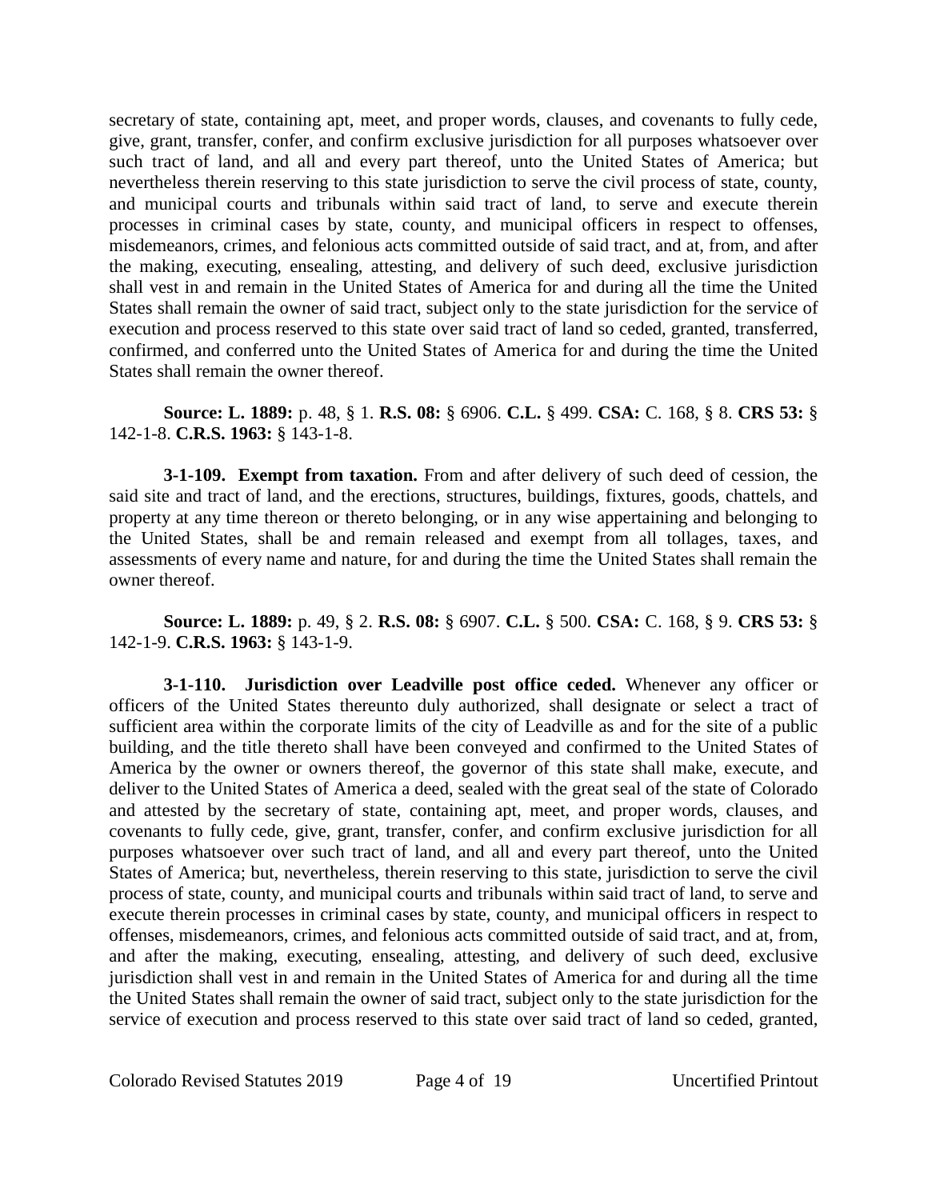secretary of state, containing apt, meet, and proper words, clauses, and covenants to fully cede, give, grant, transfer, confer, and confirm exclusive jurisdiction for all purposes whatsoever over such tract of land, and all and every part thereof, unto the United States of America; but nevertheless therein reserving to this state jurisdiction to serve the civil process of state, county, and municipal courts and tribunals within said tract of land, to serve and execute therein processes in criminal cases by state, county, and municipal officers in respect to offenses, misdemeanors, crimes, and felonious acts committed outside of said tract, and at, from, and after the making, executing, ensealing, attesting, and delivery of such deed, exclusive jurisdiction shall vest in and remain in the United States of America for and during all the time the United States shall remain the owner of said tract, subject only to the state jurisdiction for the service of execution and process reserved to this state over said tract of land so ceded, granted, transferred, confirmed, and conferred unto the United States of America for and during the time the United States shall remain the owner thereof.

**Source: L. 1889:** p. 48, § 1. **R.S. 08:** § 6906. **C.L.** § 499. **CSA:** C. 168, § 8. **CRS 53:** § 142-1-8. **C.R.S. 1963:** § 143-1-8.

**3-1-109. Exempt from taxation.** From and after delivery of such deed of cession, the said site and tract of land, and the erections, structures, buildings, fixtures, goods, chattels, and property at any time thereon or thereto belonging, or in any wise appertaining and belonging to the United States, shall be and remain released and exempt from all tollages, taxes, and assessments of every name and nature, for and during the time the United States shall remain the owner thereof.

**Source: L. 1889:** p. 49, § 2. **R.S. 08:** § 6907. **C.L.** § 500. **CSA:** C. 168, § 9. **CRS 53:** § 142-1-9. **C.R.S. 1963:** § 143-1-9.

**3-1-110. Jurisdiction over Leadville post office ceded.** Whenever any officer or officers of the United States thereunto duly authorized, shall designate or select a tract of sufficient area within the corporate limits of the city of Leadville as and for the site of a public building, and the title thereto shall have been conveyed and confirmed to the United States of America by the owner or owners thereof, the governor of this state shall make, execute, and deliver to the United States of America a deed, sealed with the great seal of the state of Colorado and attested by the secretary of state, containing apt, meet, and proper words, clauses, and covenants to fully cede, give, grant, transfer, confer, and confirm exclusive jurisdiction for all purposes whatsoever over such tract of land, and all and every part thereof, unto the United States of America; but, nevertheless, therein reserving to this state, jurisdiction to serve the civil process of state, county, and municipal courts and tribunals within said tract of land, to serve and execute therein processes in criminal cases by state, county, and municipal officers in respect to offenses, misdemeanors, crimes, and felonious acts committed outside of said tract, and at, from, and after the making, executing, ensealing, attesting, and delivery of such deed, exclusive jurisdiction shall vest in and remain in the United States of America for and during all the time the United States shall remain the owner of said tract, subject only to the state jurisdiction for the service of execution and process reserved to this state over said tract of land so ceded, granted,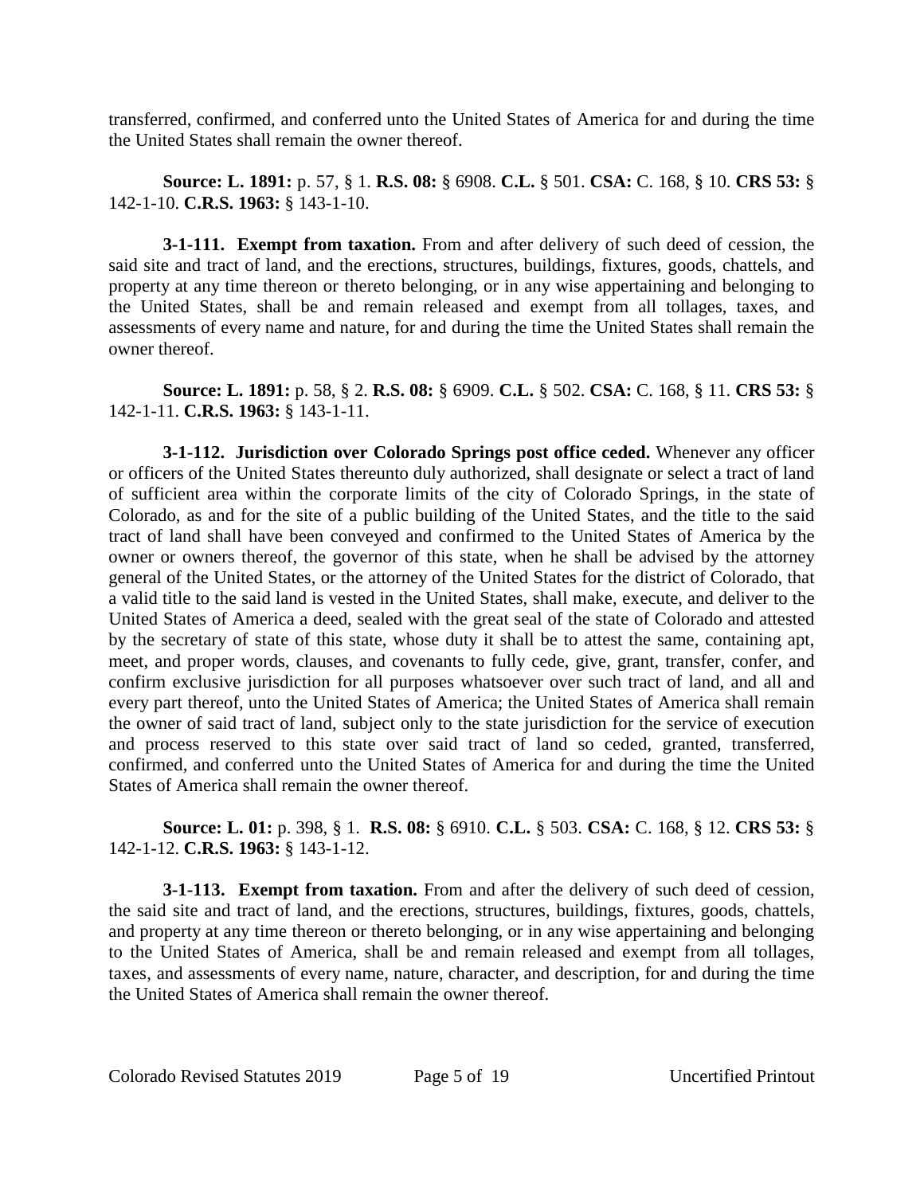transferred, confirmed, and conferred unto the United States of America for and during the time the United States shall remain the owner thereof.

**Source: L. 1891:** p. 57, § 1. **R.S. 08:** § 6908. **C.L.** § 501. **CSA:** C. 168, § 10. **CRS 53:** § 142-1-10. **C.R.S. 1963:** § 143-1-10.

**3-1-111. Exempt from taxation.** From and after delivery of such deed of cession, the said site and tract of land, and the erections, structures, buildings, fixtures, goods, chattels, and property at any time thereon or thereto belonging, or in any wise appertaining and belonging to the United States, shall be and remain released and exempt from all tollages, taxes, and assessments of every name and nature, for and during the time the United States shall remain the owner thereof.

**Source: L. 1891:** p. 58, § 2. **R.S. 08:** § 6909. **C.L.** § 502. **CSA:** C. 168, § 11. **CRS 53:** § 142-1-11. **C.R.S. 1963:** § 143-1-11.

**3-1-112. Jurisdiction over Colorado Springs post office ceded.** Whenever any officer or officers of the United States thereunto duly authorized, shall designate or select a tract of land of sufficient area within the corporate limits of the city of Colorado Springs, in the state of Colorado, as and for the site of a public building of the United States, and the title to the said tract of land shall have been conveyed and confirmed to the United States of America by the owner or owners thereof, the governor of this state, when he shall be advised by the attorney general of the United States, or the attorney of the United States for the district of Colorado, that a valid title to the said land is vested in the United States, shall make, execute, and deliver to the United States of America a deed, sealed with the great seal of the state of Colorado and attested by the secretary of state of this state, whose duty it shall be to attest the same, containing apt, meet, and proper words, clauses, and covenants to fully cede, give, grant, transfer, confer, and confirm exclusive jurisdiction for all purposes whatsoever over such tract of land, and all and every part thereof, unto the United States of America; the United States of America shall remain the owner of said tract of land, subject only to the state jurisdiction for the service of execution and process reserved to this state over said tract of land so ceded, granted, transferred, confirmed, and conferred unto the United States of America for and during the time the United States of America shall remain the owner thereof.

**Source: L. 01:** p. 398, § 1. **R.S. 08:** § 6910. **C.L.** § 503. **CSA:** C. 168, § 12. **CRS 53:** § 142-1-12. **C.R.S. 1963:** § 143-1-12.

**3-1-113. Exempt from taxation.** From and after the delivery of such deed of cession, the said site and tract of land, and the erections, structures, buildings, fixtures, goods, chattels, and property at any time thereon or thereto belonging, or in any wise appertaining and belonging to the United States of America, shall be and remain released and exempt from all tollages, taxes, and assessments of every name, nature, character, and description, for and during the time the United States of America shall remain the owner thereof.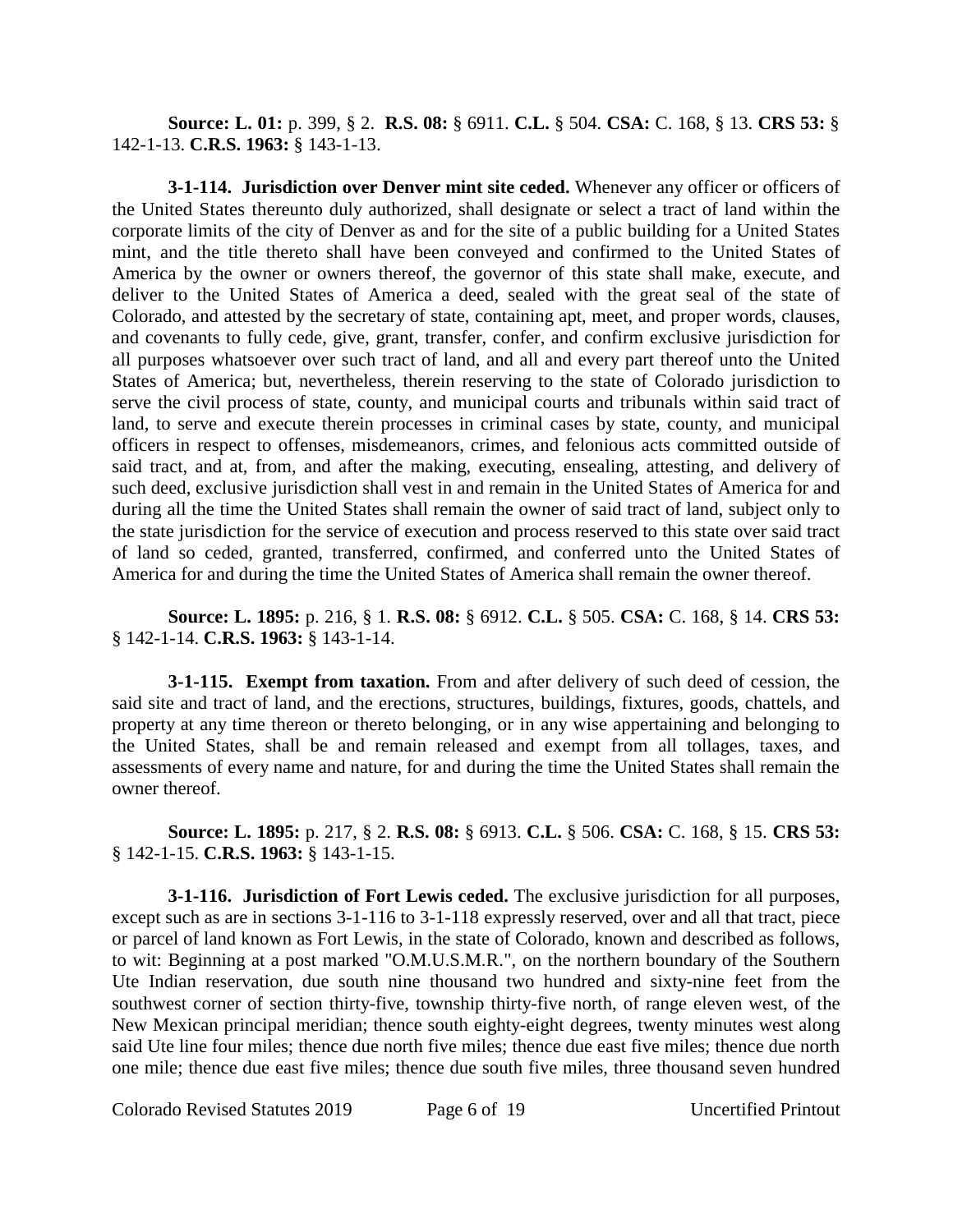**Source: L. 01:** p. 399, § 2. **R.S. 08:** § 6911. **C.L.** § 504. **CSA:** C. 168, § 13. **CRS 53:** § 142-1-13. **C.R.S. 1963:** § 143-1-13.

**3-1-114. Jurisdiction over Denver mint site ceded.** Whenever any officer or officers of the United States thereunto duly authorized, shall designate or select a tract of land within the corporate limits of the city of Denver as and for the site of a public building for a United States mint, and the title thereto shall have been conveyed and confirmed to the United States of America by the owner or owners thereof, the governor of this state shall make, execute, and deliver to the United States of America a deed, sealed with the great seal of the state of Colorado, and attested by the secretary of state, containing apt, meet, and proper words, clauses, and covenants to fully cede, give, grant, transfer, confer, and confirm exclusive jurisdiction for all purposes whatsoever over such tract of land, and all and every part thereof unto the United States of America; but, nevertheless, therein reserving to the state of Colorado jurisdiction to serve the civil process of state, county, and municipal courts and tribunals within said tract of land, to serve and execute therein processes in criminal cases by state, county, and municipal officers in respect to offenses, misdemeanors, crimes, and felonious acts committed outside of said tract, and at, from, and after the making, executing, ensealing, attesting, and delivery of such deed, exclusive jurisdiction shall vest in and remain in the United States of America for and during all the time the United States shall remain the owner of said tract of land, subject only to the state jurisdiction for the service of execution and process reserved to this state over said tract of land so ceded, granted, transferred, confirmed, and conferred unto the United States of America for and during the time the United States of America shall remain the owner thereof.

**Source: L. 1895:** p. 216, § 1. **R.S. 08:** § 6912. **C.L.** § 505. **CSA:** C. 168, § 14. **CRS 53:** § 142-1-14. **C.R.S. 1963:** § 143-1-14.

**3-1-115. Exempt from taxation.** From and after delivery of such deed of cession, the said site and tract of land, and the erections, structures, buildings, fixtures, goods, chattels, and property at any time thereon or thereto belonging, or in any wise appertaining and belonging to the United States, shall be and remain released and exempt from all tollages, taxes, and assessments of every name and nature, for and during the time the United States shall remain the owner thereof.

**Source: L. 1895:** p. 217, § 2. **R.S. 08:** § 6913. **C.L.** § 506. **CSA:** C. 168, § 15. **CRS 53:** § 142-1-15. **C.R.S. 1963:** § 143-1-15.

**3-1-116. Jurisdiction of Fort Lewis ceded.** The exclusive jurisdiction for all purposes, except such as are in sections 3-1-116 to 3-1-118 expressly reserved, over and all that tract, piece or parcel of land known as Fort Lewis, in the state of Colorado, known and described as follows, to wit: Beginning at a post marked "O.M.U.S.M.R.", on the northern boundary of the Southern Ute Indian reservation, due south nine thousand two hundred and sixty-nine feet from the southwest corner of section thirty-five, township thirty-five north, of range eleven west, of the New Mexican principal meridian; thence south eighty-eight degrees, twenty minutes west along said Ute line four miles; thence due north five miles; thence due east five miles; thence due north one mile; thence due east five miles; thence due south five miles, three thousand seven hundred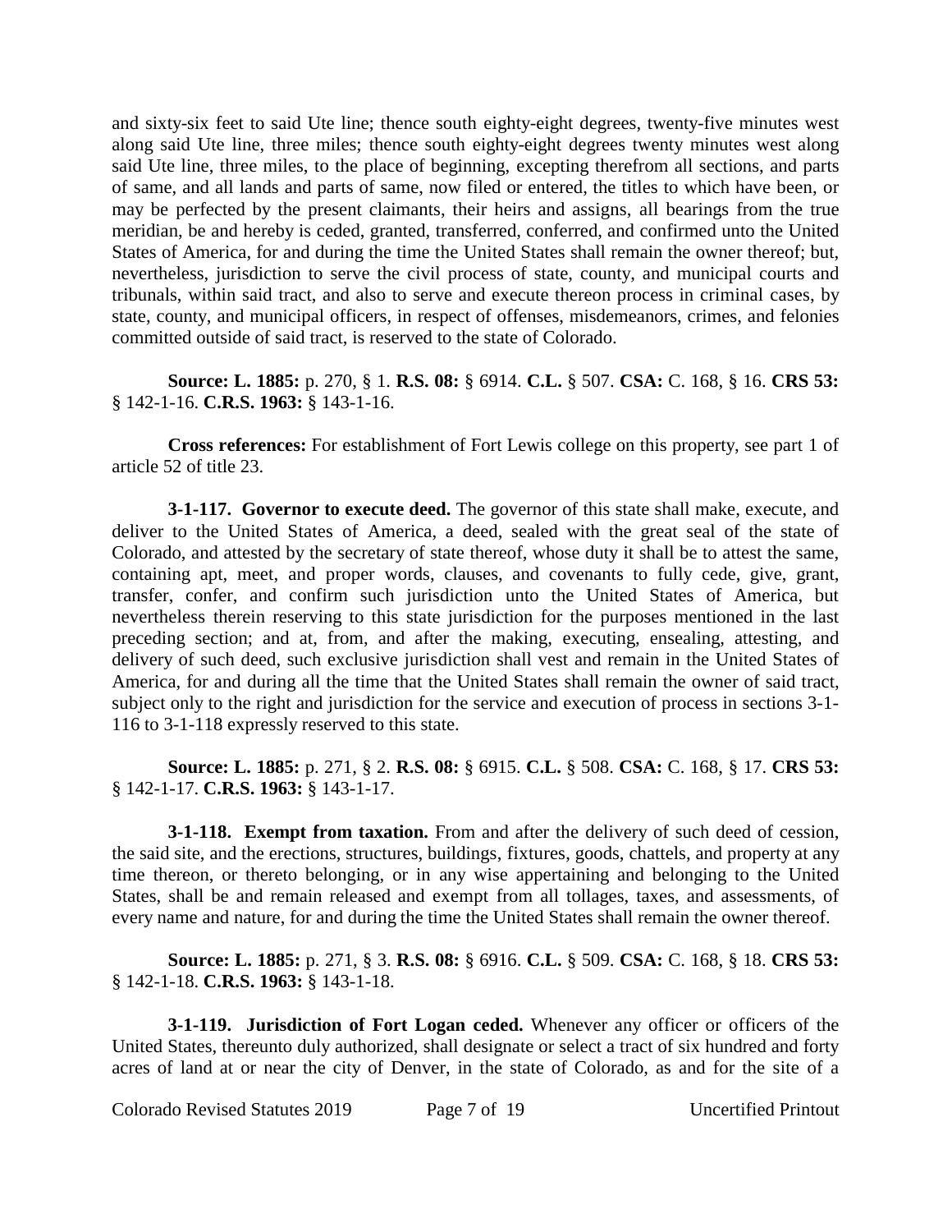and sixty-six feet to said Ute line; thence south eighty-eight degrees, twenty-five minutes west along said Ute line, three miles; thence south eighty-eight degrees twenty minutes west along said Ute line, three miles, to the place of beginning, excepting therefrom all sections, and parts of same, and all lands and parts of same, now filed or entered, the titles to which have been, or may be perfected by the present claimants, their heirs and assigns, all bearings from the true meridian, be and hereby is ceded, granted, transferred, conferred, and confirmed unto the United States of America, for and during the time the United States shall remain the owner thereof; but, nevertheless, jurisdiction to serve the civil process of state, county, and municipal courts and tribunals, within said tract, and also to serve and execute thereon process in criminal cases, by state, county, and municipal officers, in respect of offenses, misdemeanors, crimes, and felonies committed outside of said tract, is reserved to the state of Colorado.

**Source: L. 1885:** p. 270, § 1. **R.S. 08:** § 6914. **C.L.** § 507. **CSA:** C. 168, § 16. **CRS 53:** § 142-1-16. **C.R.S. 1963:** § 143-1-16.

**Cross references:** For establishment of Fort Lewis college on this property, see part 1 of article 52 of title 23.

**3-1-117. Governor to execute deed.** The governor of this state shall make, execute, and deliver to the United States of America, a deed, sealed with the great seal of the state of Colorado, and attested by the secretary of state thereof, whose duty it shall be to attest the same, containing apt, meet, and proper words, clauses, and covenants to fully cede, give, grant, transfer, confer, and confirm such jurisdiction unto the United States of America, but nevertheless therein reserving to this state jurisdiction for the purposes mentioned in the last preceding section; and at, from, and after the making, executing, ensealing, attesting, and delivery of such deed, such exclusive jurisdiction shall vest and remain in the United States of America, for and during all the time that the United States shall remain the owner of said tract, subject only to the right and jurisdiction for the service and execution of process in sections 3-1-116 to 3-1-118 expressly reserved to this state.

**Source: L. 1885:** p. 271, § 2. **R.S. 08:** § 6915. **C.L.** § 508. **CSA:** C. 168, § 17. **CRS 53:** § 142-1-17. **C.R.S. 1963:** § 143-1-17.

**3-1-118. Exempt from taxation.** From and after the delivery of such deed of cession, the said site, and the erections, structures, buildings, fixtures, goods, chattels, and property at any time thereon, or thereto belonging, or in any wise appertaining and belonging to the United States, shall be and remain released and exempt from all tollages, taxes, and assessments, of every name and nature, for and during the time the United States shall remain the owner thereof.

**Source: L. 1885:** p. 271, § 3. **R.S. 08:** § 6916. **C.L.** § 509. **CSA:** C. 168, § 18. **CRS 53:** § 142-1-18. **C.R.S. 1963:** § 143-1-18.

**3-1-119. Jurisdiction of Fort Logan ceded.** Whenever any officer or officers of the United States, thereunto duly authorized, shall designate or select a tract of six hundred and forty acres of land at or near the city of Denver, in the state of Colorado, as and for the site of a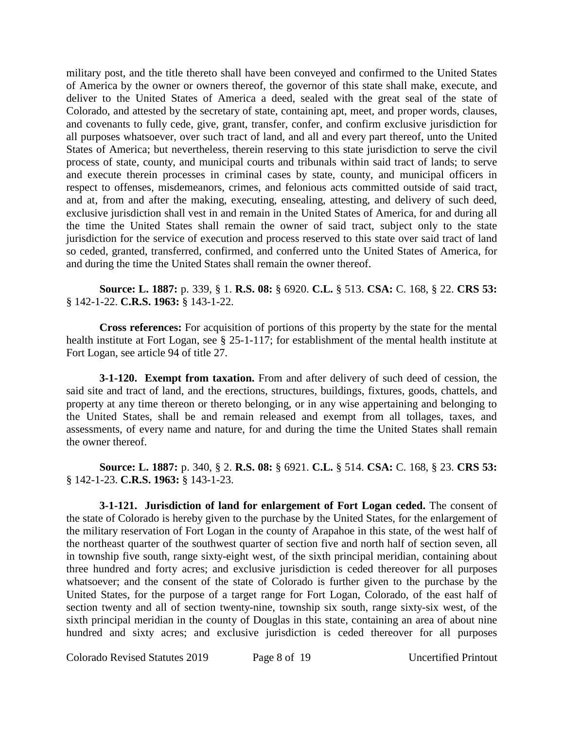military post, and the title thereto shall have been conveyed and confirmed to the United States of America by the owner or owners thereof, the governor of this state shall make, execute, and deliver to the United States of America a deed, sealed with the great seal of the state of Colorado, and attested by the secretary of state, containing apt, meet, and proper words, clauses, and covenants to fully cede, give, grant, transfer, confer, and confirm exclusive jurisdiction for all purposes whatsoever, over such tract of land, and all and every part thereof, unto the United States of America; but nevertheless, therein reserving to this state jurisdiction to serve the civil process of state, county, and municipal courts and tribunals within said tract of lands; to serve and execute therein processes in criminal cases by state, county, and municipal officers in respect to offenses, misdemeanors, crimes, and felonious acts committed outside of said tract, and at, from and after the making, executing, ensealing, attesting, and delivery of such deed, exclusive jurisdiction shall vest in and remain in the United States of America, for and during all the time the United States shall remain the owner of said tract, subject only to the state jurisdiction for the service of execution and process reserved to this state over said tract of land so ceded, granted, transferred, confirmed, and conferred unto the United States of America, for and during the time the United States shall remain the owner thereof.

**Source: L. 1887:** p. 339, § 1. **R.S. 08:** § 6920. **C.L.** § 513. **CSA:** C. 168, § 22. **CRS 53:** § 142-1-22. **C.R.S. 1963:** § 143-1-22.

**Cross references:** For acquisition of portions of this property by the state for the mental health institute at Fort Logan, see § 25-1-117; for establishment of the mental health institute at Fort Logan, see article 94 of title 27.

**3-1-120. Exempt from taxation.** From and after delivery of such deed of cession, the said site and tract of land, and the erections, structures, buildings, fixtures, goods, chattels, and property at any time thereon or thereto belonging, or in any wise appertaining and belonging to the United States, shall be and remain released and exempt from all tollages, taxes, and assessments, of every name and nature, for and during the time the United States shall remain the owner thereof.

**Source: L. 1887:** p. 340, § 2. **R.S. 08:** § 6921. **C.L.** § 514. **CSA:** C. 168, § 23. **CRS 53:** § 142-1-23. **C.R.S. 1963:** § 143-1-23.

**3-1-121. Jurisdiction of land for enlargement of Fort Logan ceded.** The consent of the state of Colorado is hereby given to the purchase by the United States, for the enlargement of the military reservation of Fort Logan in the county of Arapahoe in this state, of the west half of the northeast quarter of the southwest quarter of section five and north half of section seven, all in township five south, range sixty-eight west, of the sixth principal meridian, containing about three hundred and forty acres; and exclusive jurisdiction is ceded thereover for all purposes whatsoever; and the consent of the state of Colorado is further given to the purchase by the United States, for the purpose of a target range for Fort Logan, Colorado, of the east half of section twenty and all of section twenty-nine, township six south, range sixty-six west, of the sixth principal meridian in the county of Douglas in this state, containing an area of about nine hundred and sixty acres; and exclusive jurisdiction is ceded thereover for all purposes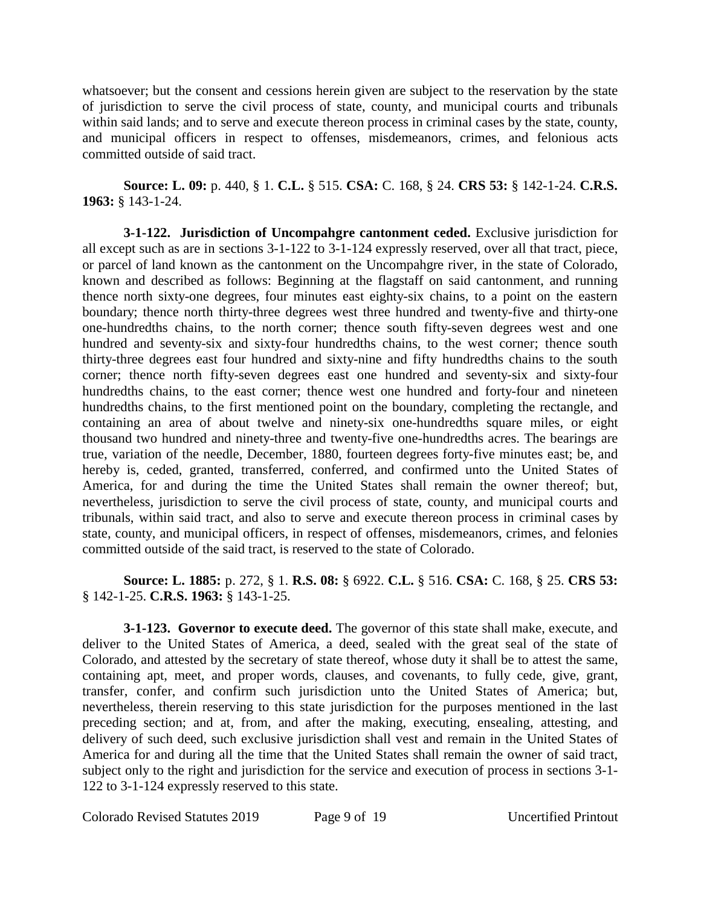whatsoever; but the consent and cessions herein given are subject to the reservation by the state of jurisdiction to serve the civil process of state, county, and municipal courts and tribunals within said lands; and to serve and execute thereon process in criminal cases by the state, county, and municipal officers in respect to offenses, misdemeanors, crimes, and felonious acts committed outside of said tract.

**Source: L. 09:** p. 440, § 1. **C.L.** § 515. **CSA:** C. 168, § 24. **CRS 53:** § 142-1-24. **C.R.S. 1963:** § 143-1-24.

**3-1-122. Jurisdiction of Uncompahgre cantonment ceded.** Exclusive jurisdiction for all except such as are in sections 3-1-122 to 3-1-124 expressly reserved, over all that tract, piece, or parcel of land known as the cantonment on the Uncompahgre river, in the state of Colorado, known and described as follows: Beginning at the flagstaff on said cantonment, and running thence north sixty-one degrees, four minutes east eighty-six chains, to a point on the eastern boundary; thence north thirty-three degrees west three hundred and twenty-five and thirty-one one-hundredths chains, to the north corner; thence south fifty-seven degrees west and one hundred and seventy-six and sixty-four hundredths chains, to the west corner; thence south thirty-three degrees east four hundred and sixty-nine and fifty hundredths chains to the south corner; thence north fifty-seven degrees east one hundred and seventy-six and sixty-four hundredths chains, to the east corner; thence west one hundred and forty-four and nineteen hundredths chains, to the first mentioned point on the boundary, completing the rectangle, and containing an area of about twelve and ninety-six one-hundredths square miles, or eight thousand two hundred and ninety-three and twenty-five one-hundredths acres. The bearings are true, variation of the needle, December, 1880, fourteen degrees forty-five minutes east; be, and hereby is, ceded, granted, transferred, conferred, and confirmed unto the United States of America, for and during the time the United States shall remain the owner thereof; but, nevertheless, jurisdiction to serve the civil process of state, county, and municipal courts and tribunals, within said tract, and also to serve and execute thereon process in criminal cases by state, county, and municipal officers, in respect of offenses, misdemeanors, crimes, and felonies committed outside of the said tract, is reserved to the state of Colorado.

**Source: L. 1885:** p. 272, § 1. **R.S. 08:** § 6922. **C.L.** § 516. **CSA:** C. 168, § 25. **CRS 53:** § 142-1-25. **C.R.S. 1963:** § 143-1-25.

**3-1-123. Governor to execute deed.** The governor of this state shall make, execute, and deliver to the United States of America, a deed, sealed with the great seal of the state of Colorado, and attested by the secretary of state thereof, whose duty it shall be to attest the same, containing apt, meet, and proper words, clauses, and covenants, to fully cede, give, grant, transfer, confer, and confirm such jurisdiction unto the United States of America; but, nevertheless, therein reserving to this state jurisdiction for the purposes mentioned in the last preceding section; and at, from, and after the making, executing, ensealing, attesting, and delivery of such deed, such exclusive jurisdiction shall vest and remain in the United States of America for and during all the time that the United States shall remain the owner of said tract, subject only to the right and jurisdiction for the service and execution of process in sections 3-1-122 to 3-1-124 expressly reserved to this state.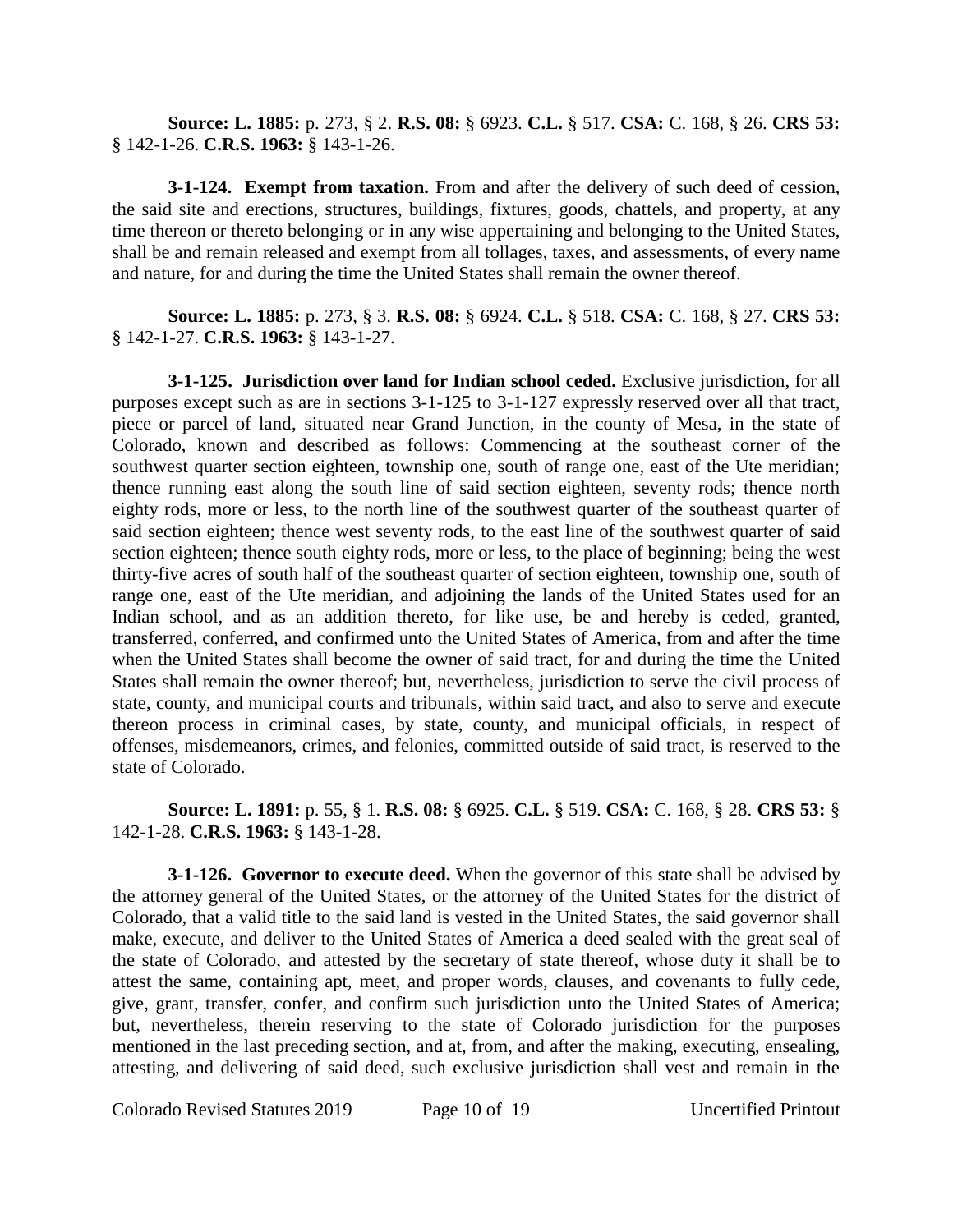**Source: L. 1885:** p. 273, § 2. **R.S. 08:** § 6923. **C.L.** § 517. **CSA:** C. 168, § 26. **CRS 53:** § 142-1-26. **C.R.S. 1963:** § 143-1-26.

**3-1-124. Exempt from taxation.** From and after the delivery of such deed of cession, the said site and erections, structures, buildings, fixtures, goods, chattels, and property, at any time thereon or thereto belonging or in any wise appertaining and belonging to the United States, shall be and remain released and exempt from all tollages, taxes, and assessments, of every name and nature, for and during the time the United States shall remain the owner thereof.

**Source: L. 1885:** p. 273, § 3. **R.S. 08:** § 6924. **C.L.** § 518. **CSA:** C. 168, § 27. **CRS 53:** § 142-1-27. **C.R.S. 1963:** § 143-1-27.

**3-1-125. Jurisdiction over land for Indian school ceded.** Exclusive jurisdiction, for all purposes except such as are in sections 3-1-125 to 3-1-127 expressly reserved over all that tract, piece or parcel of land, situated near Grand Junction, in the county of Mesa, in the state of Colorado, known and described as follows: Commencing at the southeast corner of the southwest quarter section eighteen, township one, south of range one, east of the Ute meridian; thence running east along the south line of said section eighteen, seventy rods; thence north eighty rods, more or less, to the north line of the southwest quarter of the southeast quarter of said section eighteen; thence west seventy rods, to the east line of the southwest quarter of said section eighteen; thence south eighty rods, more or less, to the place of beginning; being the west thirty-five acres of south half of the southeast quarter of section eighteen, township one, south of range one, east of the Ute meridian, and adjoining the lands of the United States used for an Indian school, and as an addition thereto, for like use, be and hereby is ceded, granted, transferred, conferred, and confirmed unto the United States of America, from and after the time when the United States shall become the owner of said tract, for and during the time the United States shall remain the owner thereof; but, nevertheless, jurisdiction to serve the civil process of state, county, and municipal courts and tribunals, within said tract, and also to serve and execute thereon process in criminal cases, by state, county, and municipal officials, in respect of offenses, misdemeanors, crimes, and felonies, committed outside of said tract, is reserved to the state of Colorado.

**Source: L. 1891:** p. 55, § 1. **R.S. 08:** § 6925. **C.L.** § 519. **CSA:** C. 168, § 28. **CRS 53:** § 142-1-28. **C.R.S. 1963:** § 143-1-28.

**3-1-126. Governor to execute deed.** When the governor of this state shall be advised by the attorney general of the United States, or the attorney of the United States for the district of Colorado, that a valid title to the said land is vested in the United States, the said governor shall make, execute, and deliver to the United States of America a deed sealed with the great seal of the state of Colorado, and attested by the secretary of state thereof, whose duty it shall be to attest the same, containing apt, meet, and proper words, clauses, and covenants to fully cede, give, grant, transfer, confer, and confirm such jurisdiction unto the United States of America; but, nevertheless, therein reserving to the state of Colorado jurisdiction for the purposes mentioned in the last preceding section, and at, from, and after the making, executing, ensealing, attesting, and delivering of said deed, such exclusive jurisdiction shall vest and remain in the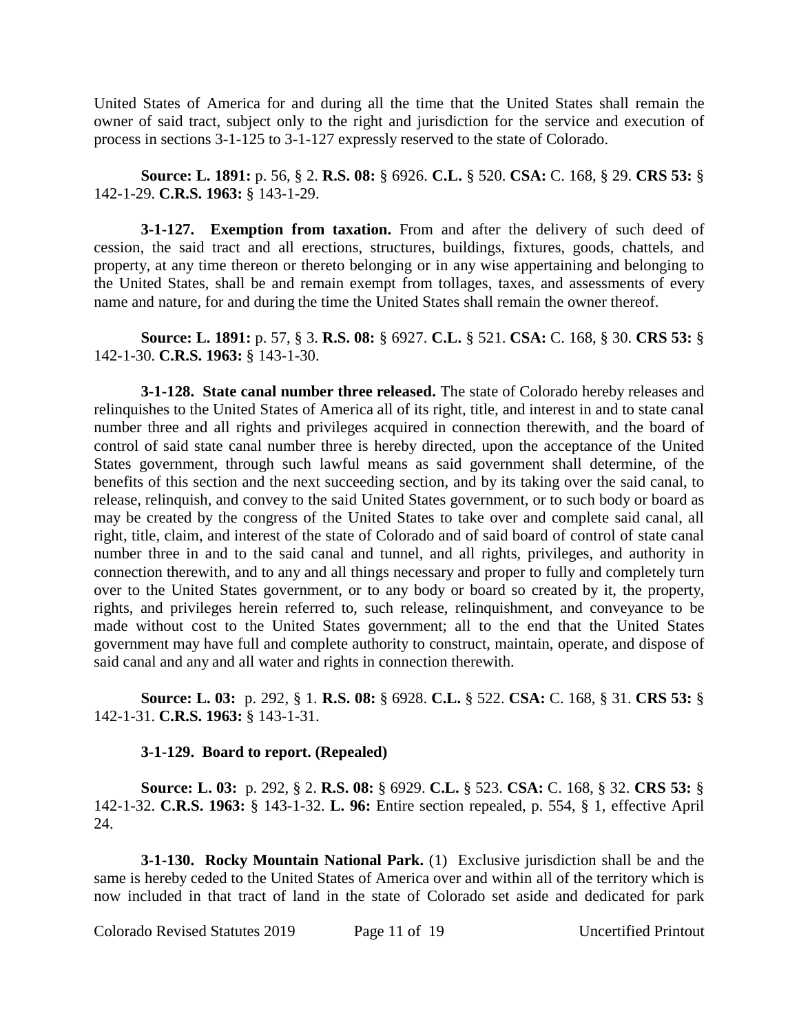United States of America for and during all the time that the United States shall remain the owner of said tract, subject only to the right and jurisdiction for the service and execution of process in sections 3-1-125 to 3-1-127 expressly reserved to the state of Colorado.

**Source: L. 1891:** p. 56, § 2. **R.S. 08:** § 6926. **C.L.** § 520. **CSA:** C. 168, § 29. **CRS 53:** § 142-1-29. **C.R.S. 1963:** § 143-1-29.

**3-1-127. Exemption from taxation.** From and after the delivery of such deed of cession, the said tract and all erections, structures, buildings, fixtures, goods, chattels, and property, at any time thereon or thereto belonging or in any wise appertaining and belonging to the United States, shall be and remain exempt from tollages, taxes, and assessments of every name and nature, for and during the time the United States shall remain the owner thereof.

**Source: L. 1891:** p. 57, § 3. **R.S. 08:** § 6927. **C.L.** § 521. **CSA:** C. 168, § 30. **CRS 53:** § 142-1-30. **C.R.S. 1963:** § 143-1-30.

**3-1-128. State canal number three released.** The state of Colorado hereby releases and relinquishes to the United States of America all of its right, title, and interest in and to state canal number three and all rights and privileges acquired in connection therewith, and the board of control of said state canal number three is hereby directed, upon the acceptance of the United States government, through such lawful means as said government shall determine, of the benefits of this section and the next succeeding section, and by its taking over the said canal, to release, relinquish, and convey to the said United States government, or to such body or board as may be created by the congress of the United States to take over and complete said canal, all right, title, claim, and interest of the state of Colorado and of said board of control of state canal number three in and to the said canal and tunnel, and all rights, privileges, and authority in connection therewith, and to any and all things necessary and proper to fully and completely turn over to the United States government, or to any body or board so created by it, the property, rights, and privileges herein referred to, such release, relinquishment, and conveyance to be made without cost to the United States government; all to the end that the United States government may have full and complete authority to construct, maintain, operate, and dispose of said canal and any and all water and rights in connection therewith.

**Source: L. 03:** p. 292, § 1. **R.S. 08:** § 6928. **C.L.** § 522. **CSA:** C. 168, § 31. **CRS 53:** § 142-1-31. **C.R.S. 1963:** § 143-1-31.

**3-1-129. Board to report. (Repealed)**

**Source: L. 03:** p. 292, § 2. **R.S. 08:** § 6929. **C.L.** § 523. **CSA:** C. 168, § 32. **CRS 53:** § 142-1-32. **C.R.S. 1963:** § 143-1-32. **L. 96:** Entire section repealed, p. 554, § 1, effective April 24.

**3-1-130. Rocky Mountain National Park.** (1) Exclusive jurisdiction shall be and the same is hereby ceded to the United States of America over and within all of the territory which is now included in that tract of land in the state of Colorado set aside and dedicated for park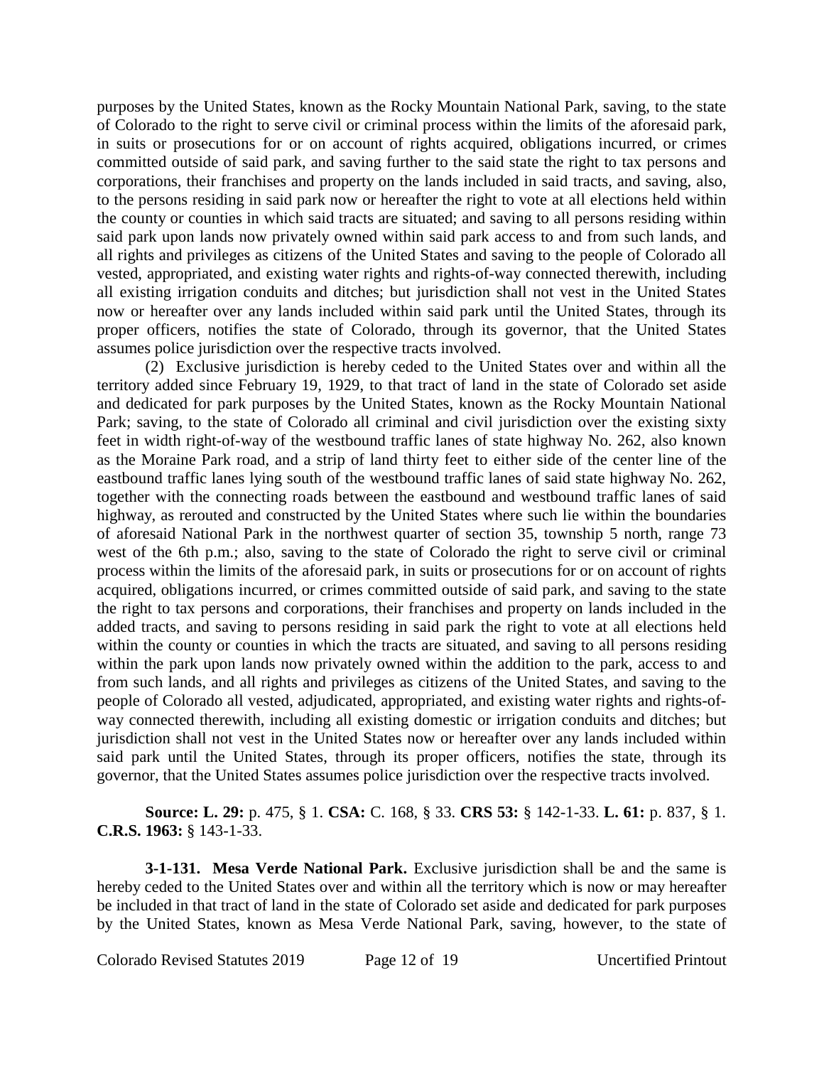purposes by the United States, known as the Rocky Mountain National Park, saving, to the state of Colorado to the right to serve civil or criminal process within the limits of the aforesaid park, in suits or prosecutions for or on account of rights acquired, obligations incurred, or crimes committed outside of said park, and saving further to the said state the right to tax persons and corporations, their franchises and property on the lands included in said tracts, and saving, also, to the persons residing in said park now or hereafter the right to vote at all elections held within the county or counties in which said tracts are situated; and saving to all persons residing within said park upon lands now privately owned within said park access to and from such lands, and all rights and privileges as citizens of the United States and saving to the people of Colorado all vested, appropriated, and existing water rights and rights-of-way connected therewith, including all existing irrigation conduits and ditches; but jurisdiction shall not vest in the United States now or hereafter over any lands included within said park until the United States, through its proper officers, notifies the state of Colorado, through its governor, that the United States assumes police jurisdiction over the respective tracts involved.

(2) Exclusive jurisdiction is hereby ceded to the United States over and within all the territory added since February 19, 1929, to that tract of land in the state of Colorado set aside and dedicated for park purposes by the United States, known as the Rocky Mountain National Park; saving, to the state of Colorado all criminal and civil jurisdiction over the existing sixty feet in width right-of-way of the westbound traffic lanes of state highway No. 262, also known as the Moraine Park road, and a strip of land thirty feet to either side of the center line of the eastbound traffic lanes lying south of the westbound traffic lanes of said state highway No. 262, together with the connecting roads between the eastbound and westbound traffic lanes of said highway, as rerouted and constructed by the United States where such lie within the boundaries of aforesaid National Park in the northwest quarter of section 35, township 5 north, range 73 west of the 6th p.m.; also, saving to the state of Colorado the right to serve civil or criminal process within the limits of the aforesaid park, in suits or prosecutions for or on account of rights acquired, obligations incurred, or crimes committed outside of said park, and saving to the state the right to tax persons and corporations, their franchises and property on lands included in the added tracts, and saving to persons residing in said park the right to vote at all elections held within the county or counties in which the tracts are situated, and saving to all persons residing within the park upon lands now privately owned within the addition to the park, access to and from such lands, and all rights and privileges as citizens of the United States, and saving to the people of Colorado all vested, adjudicated, appropriated, and existing water rights and rights-of-way connected therewith, including all existing domestic or irrigation conduits and ditches; but jurisdiction shall not vest in the United States now or hereafter over any lands included within said park until the United States, through its proper officers, notifies the state, through its governor, that the United States assumes police jurisdiction over the respective tracts involved.

**Source: L. 29:** p. 475, § 1. **CSA:** C. 168, § 33. **CRS 53:** § 142-1-33. **L. 61:** p. 837, § 1. **C.R.S. 1963:** § 143-1-33.

**3-1-131. Mesa Verde National Park.** Exclusive jurisdiction shall be and the same is hereby ceded to the United States over and within all the territory which is now or may hereafter be included in that tract of land in the state of Colorado set aside and dedicated for park purposes by the United States, known as Mesa Verde National Park, saving, however, to the state of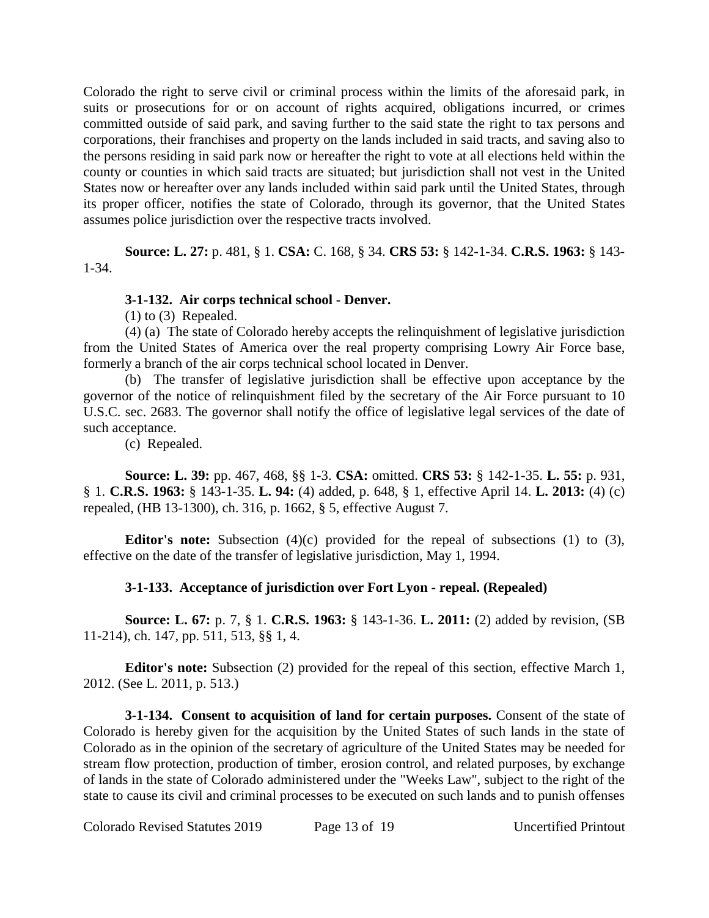Colorado the right to serve civil or criminal process within the limits of the aforesaid park, in suits or prosecutions for or on account of rights acquired, obligations incurred, or crimes committed outside of said park, and saving further to the said state the right to tax persons and corporations, their franchises and property on the lands included in said tracts, and saving also to the persons residing in said park now or hereafter the right to vote at all elections held within the county or counties in which said tracts are situated; but jurisdiction shall not vest in the United States now or hereafter over any lands included within said park until the United States, through its proper officer, notifies the state of Colorado, through its governor, that the United States assumes police jurisdiction over the respective tracts involved.

**Source: L. 27:** p. 481, § 1. **CSA:** C. 168, § 34. **CRS 53:** § 142-1-34. **C.R.S. 1963:** § 143-1-34.

**3-1-132. Air corps technical school - Denver.**

(1) to (3) Repealed.

(4) (a) The state of Colorado hereby accepts the relinquishment of legislative jurisdiction from the United States of America over the real property comprising Lowry Air Force base, formerly a branch of the air corps technical school located in Denver.

(b) The transfer of legislative jurisdiction shall be effective upon acceptance by the governor of the notice of relinquishment filed by the secretary of the Air Force pursuant to 10 U.S.C. sec. 2683. The governor shall notify the office of legislative legal services of the date of such acceptance.

(c) Repealed.

**Source: L. 39:** pp. 467, 468, §§ 1-3. **CSA:** omitted. **CRS 53:** § 142-1-35. **L. 55:** p. 931, § 1. **C.R.S. 1963:** § 143-1-35. **L. 94:** (4) added, p. 648, § 1, effective April 14. **L. 2013:** (4) (c) repealed, (HB 13-1300), ch. 316, p. 1662, § 5, effective August 7.

**Editor's note:** Subsection (4)(c) provided for the repeal of subsections (1) to (3), effective on the date of the transfer of legislative jurisdiction, May 1, 1994.

**3-1-133. Acceptance of jurisdiction over Fort Lyon - repeal. (Repealed)**

**Source: L. 67:** p. 7, § 1. **C.R.S. 1963:** § 143-1-36. **L. 2011:** (2) added by revision, (SB 11-214), ch. 147, pp. 511, 513, §§ 1, 4.

**Editor's note:** Subsection (2) provided for the repeal of this section, effective March 1, 2012. (See L. 2011, p. 513.)

**3-1-134. Consent to acquisition of land for certain purposes.** Consent of the state of Colorado is hereby given for the acquisition by the United States of such lands in the state of Colorado as in the opinion of the secretary of agriculture of the United States may be needed for stream flow protection, production of timber, erosion control, and related purposes, by exchange of lands in the state of Colorado administered under the "Weeks Law", subject to the right of the state to cause its civil and criminal processes to be executed on such lands and to punish offenses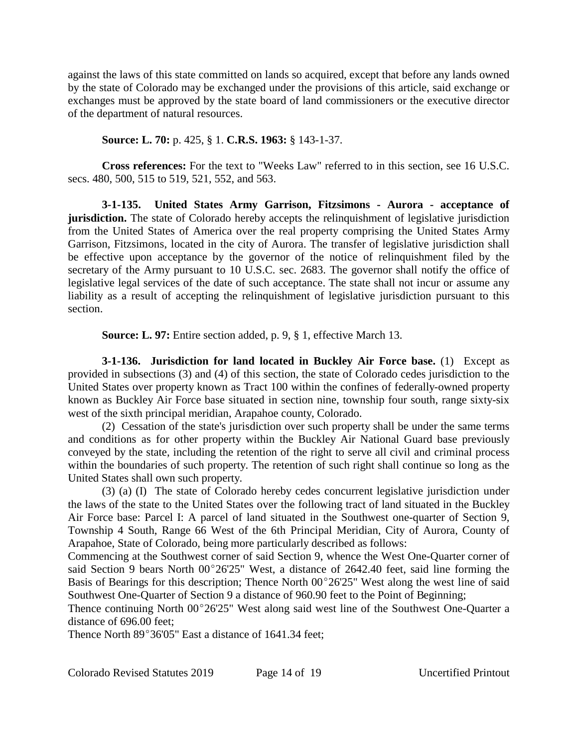against the laws of this state committed on lands so acquired, except that before any lands owned by the state of Colorado may be exchanged under the provisions of this article, said exchange or exchanges must be approved by the state board of land commissioners or the executive director of the department of natural resources.

**Source: L. 70:** p. 425, § 1. **C.R.S. 1963:** § 143-1-37.

**Cross references:** For the text to "Weeks Law" referred to in this section, see 16 U.S.C. secs. 480, 500, 515 to 519, 521, 552, and 563.

**3-1-135. United States Army Garrison, Fitzsimons - Aurora - acceptance of jurisdiction.** The state of Colorado hereby accepts the relinquishment of legislative jurisdiction from the United States of America over the real property comprising the United States Army Garrison, Fitzsimons, located in the city of Aurora. The transfer of legislative jurisdiction shall be effective upon acceptance by the governor of the notice of relinquishment filed by the secretary of the Army pursuant to 10 U.S.C. sec. 2683. The governor shall notify the office of legislative legal services of the date of such acceptance. The state shall not incur or assume any liability as a result of accepting the relinquishment of legislative jurisdiction pursuant to this section.

**Source: L. 97:** Entire section added, p. 9, § 1, effective March 13.

**3-1-136. Jurisdiction for land located in Buckley Air Force base.** (1) Except as provided in subsections (3) and (4) of this section, the state of Colorado cedes jurisdiction to the United States over property known as Tract 100 within the confines of federally-owned property known as Buckley Air Force base situated in section nine, township four south, range sixty-six west of the sixth principal meridian, Arapahoe county, Colorado.

(2) Cessation of the state's jurisdiction over such property shall be under the same terms and conditions as for other property within the Buckley Air National Guard base previously conveyed by the state, including the retention of the right to serve all civil and criminal process within the boundaries of such property. The retention of such right shall continue so long as the United States shall own such property.

(3) (a) (I) The state of Colorado hereby cedes concurrent legislative jurisdiction under the laws of the state to the United States over the following tract of land situated in the Buckley Air Force base: Parcel I: A parcel of land situated in the Southwest one-quarter of Section 9, Township 4 South, Range 66 West of the 6th Principal Meridian, City of Aurora, County of Arapahoe, State of Colorado, being more particularly described as follows:

Commencing at the Southwest corner of said Section 9, whence the West One-Quarter corner of said Section 9 bears North 00°26'25" West, a distance of 2642.40 feet, said line forming the Basis of Bearings for this description; Thence North 00°26'25" West along the west line of said Southwest One-Quarter of Section 9 a distance of 960.90 feet to the Point of Beginning;

Thence continuing North 00°26'25" West along said west line of the Southwest One-Quarter a distance of 696.00 feet;

Thence North 89°36'05" East a distance of 1641.34 feet;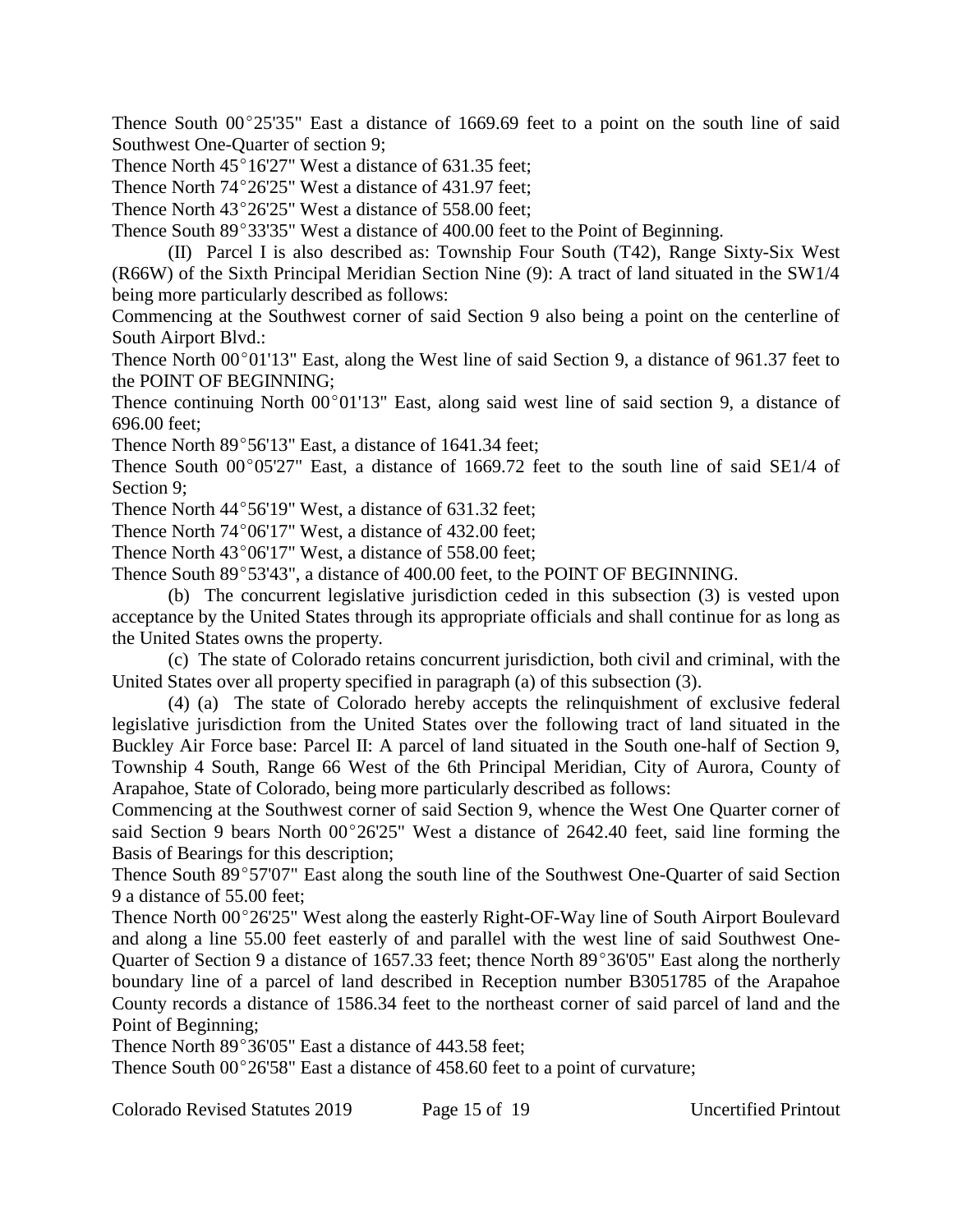Thence South 00°25'35" East a distance of 1669.69 feet to a point on the south line of said Southwest One-Quarter of section 9;

Thence North 45°16'27" West a distance of 631.35 feet;

Thence North 74°26'25" West a distance of 431.97 feet;

Thence North 43°26'25" West a distance of 558.00 feet;

Thence South 89°33'35" West a distance of 400.00 feet to the Point of Beginning.

(II) Parcel I is also described as: Township Four South (T42), Range Sixty-Six West (R66W) of the Sixth Principal Meridian Section Nine (9): A tract of land situated in the SW1/4 being more particularly described as follows:

Commencing at the Southwest corner of said Section 9 also being a point on the centerline of South Airport Blvd.:

Thence North 00°01'13" East, along the West line of said Section 9, a distance of 961.37 feet to the POINT OF BEGINNING;

Thence continuing North 00°01'13" East, along said west line of said section 9, a distance of 696.00 feet;

Thence North 89°56'13" East, a distance of 1641.34 feet;

Thence South 00°05'27" East, a distance of 1669.72 feet to the south line of said SE1/4 of Section 9;

Thence North 44°56'19" West, a distance of 631.32 feet;

Thence North 74°06'17" West, a distance of 432.00 feet;

Thence North 43°06'17" West, a distance of 558.00 feet;

Thence South 89°53'43", a distance of 400.00 feet, to the POINT OF BEGINNING.

(b) The concurrent legislative jurisdiction ceded in this subsection (3) is vested upon acceptance by the United States through its appropriate officials and shall continue for as long as the United States owns the property.

(c) The state of Colorado retains concurrent jurisdiction, both civil and criminal, with the United States over all property specified in paragraph (a) of this subsection (3).

(4) (a) The state of Colorado hereby accepts the relinquishment of exclusive federal legislative jurisdiction from the United States over the following tract of land situated in the Buckley Air Force base: Parcel II: A parcel of land situated in the South one-half of Section 9, Township 4 South, Range 66 West of the 6th Principal Meridian, City of Aurora, County of Arapahoe, State of Colorado, being more particularly described as follows:

Commencing at the Southwest corner of said Section 9, whence the West One Quarter corner of said Section 9 bears North 00°26'25" West a distance of 2642.40 feet, said line forming the Basis of Bearings for this description;

Thence South 89°57'07" East along the south line of the Southwest One-Quarter of said Section 9 a distance of 55.00 feet;

Thence North 00°26'25" West along the easterly Right-OF-Way line of South Airport Boulevard and along a line 55.00 feet easterly of and parallel with the west line of said Southwest One-Quarter of Section 9 a distance of 1657.33 feet; thence North 89°36'05" East along the northerly boundary line of a parcel of land described in Reception number B3051785 of the Arapahoe County records a distance of 1586.34 feet to the northeast corner of said parcel of land and the Point of Beginning;

Thence North 89°36'05" East a distance of 443.58 feet;

Thence South 00°26'58" East a distance of 458.60 feet to a point of curvature;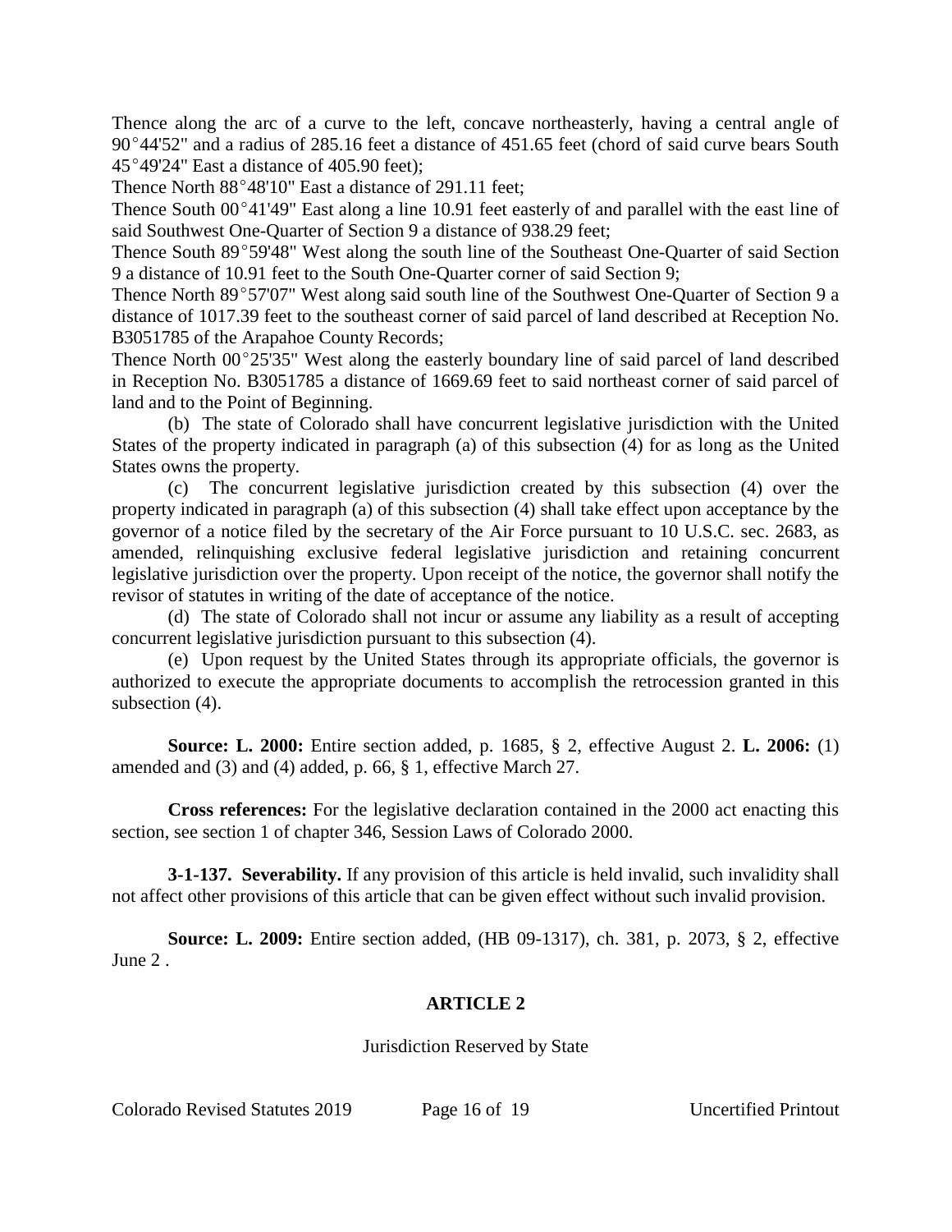Thence along the arc of a curve to the left, concave northeasterly, having a central angle of 90°44'52" and a radius of 285.16 feet a distance of 451.65 feet (chord of said curve bears South 45°49'24" East a distance of 405.90 feet);

Thence North 88°48'10" East a distance of 291.11 feet;

Thence South 00°41'49" East along a line 10.91 feet easterly of and parallel with the east line of said Southwest One-Quarter of Section 9 a distance of 938.29 feet;

Thence South 89°59'48" West along the south line of the Southeast One-Quarter of said Section 9 a distance of 10.91 feet to the South One-Quarter corner of said Section 9;

Thence North 89°57'07" West along said south line of the Southwest One-Quarter of Section 9 a distance of 1017.39 feet to the southeast corner of said parcel of land described at Reception No. B3051785 of the Arapahoe County Records;

Thence North 00°25'35" West along the easterly boundary line of said parcel of land described in Reception No. B3051785 a distance of 1669.69 feet to said northeast corner of said parcel of land and to the Point of Beginning.

(b) The state of Colorado shall have concurrent legislative jurisdiction with the United States of the property indicated in paragraph (a) of this subsection (4) for as long as the United States owns the property.

(c) The concurrent legislative jurisdiction created by this subsection (4) over the property indicated in paragraph (a) of this subsection (4) shall take effect upon acceptance by the governor of a notice filed by the secretary of the Air Force pursuant to 10 U.S.C. sec. 2683, as amended, relinquishing exclusive federal legislative jurisdiction and retaining concurrent legislative jurisdiction over the property. Upon receipt of the notice, the governor shall notify the revisor of statutes in writing of the date of acceptance of the notice.

(d) The state of Colorado shall not incur or assume any liability as a result of accepting concurrent legislative jurisdiction pursuant to this subsection (4).

(e) Upon request by the United States through its appropriate officials, the governor is authorized to execute the appropriate documents to accomplish the retrocession granted in this subsection (4).

**Source: L. 2000:** Entire section added, p. 1685, § 2, effective August 2. **L. 2006:** (1) amended and (3) and (4) added, p. 66, § 1, effective March 27.

**Cross references:** For the legislative declaration contained in the 2000 act enacting this section, see section 1 of chapter 346, Session Laws of Colorado 2000.

**3-1-137. Severability.** If any provision of this article is held invalid, such invalidity shall not affect other provisions of this article that can be given effect without such invalid provision.

**Source: L. 2009:** Entire section added, (HB 09-1317), ch. 381, p. 2073, § 2, effective June 2 .

## ARTICLE 2

Jurisdiction Reserved by State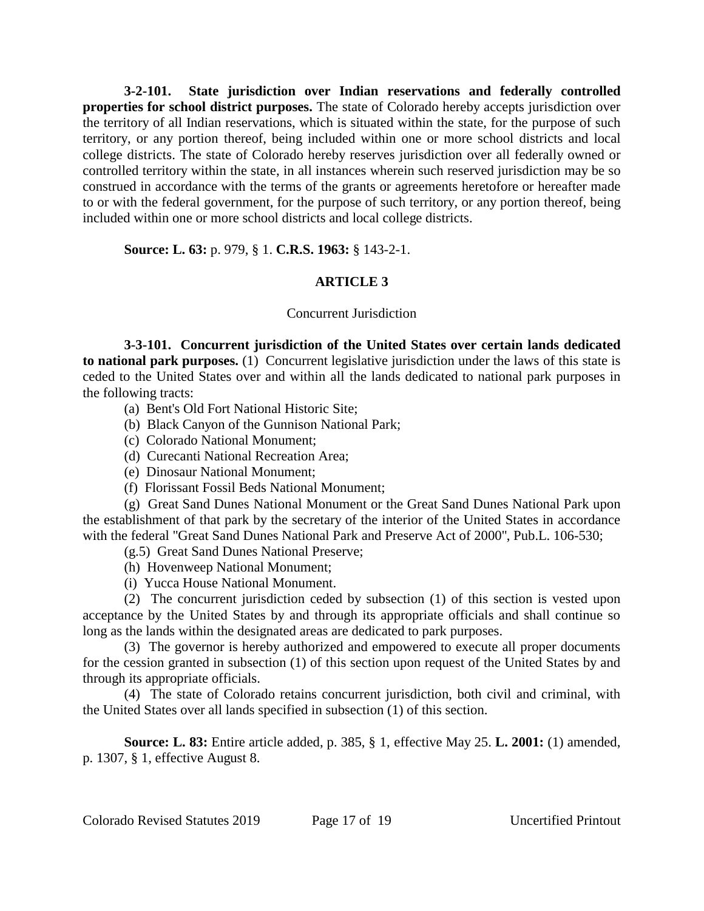**3-2-101. State jurisdiction over Indian reservations and federally controlled properties for school district purposes.** The state of Colorado hereby accepts jurisdiction over the territory of all Indian reservations, which is situated within the state, for the purpose of such territory, or any portion thereof, being included within one or more school districts and local college districts. The state of Colorado hereby reserves jurisdiction over all federally owned or controlled territory within the state, in all instances wherein such reserved jurisdiction may be so construed in accordance with the terms of the grants or agreements heretofore or hereafter made to or with the federal government, for the purpose of such territory, or any portion thereof, being included within one or more school districts and local college districts.

**Source: L. 63:** p. 979, § 1. **C.R.S. 1963:** § 143-2-1.

## ARTICLE 3

### Concurrent Jurisdiction

**3-3-101. Concurrent jurisdiction of the United States over certain lands dedicated to national park purposes.** (1) Concurrent legislative jurisdiction under the laws of this state is ceded to the United States over and within all the lands dedicated to national park purposes in the following tracts:

(a) Bent's Old Fort National Historic Site;

(b) Black Canyon of the Gunnison National Park;

(c) Colorado National Monument;

(d) Curecanti National Recreation Area;

(e) Dinosaur National Monument;

(f) Florissant Fossil Beds National Monument;

(g) Great Sand Dunes National Monument or the Great Sand Dunes National Park upon the establishment of that park by the secretary of the interior of the United States in accordance with the federal "Great Sand Dunes National Park and Preserve Act of 2000", Pub.L. 106-530;

(g.5) Great Sand Dunes National Preserve;

(h) Hovenweep National Monument;

(i) Yucca House National Monument.

(2) The concurrent jurisdiction ceded by subsection (1) of this section is vested upon acceptance by the United States by and through its appropriate officials and shall continue so long as the lands within the designated areas are dedicated to park purposes.

(3) The governor is hereby authorized and empowered to execute all proper documents for the cession granted in subsection (1) of this section upon request of the United States by and through its appropriate officials.

(4) The state of Colorado retains concurrent jurisdiction, both civil and criminal, with the United States over all lands specified in subsection (1) of this section.

**Source: L. 83:** Entire article added, p. 385, § 1, effective May 25. **L. 2001:** (1) amended, p. 1307, § 1, effective August 8.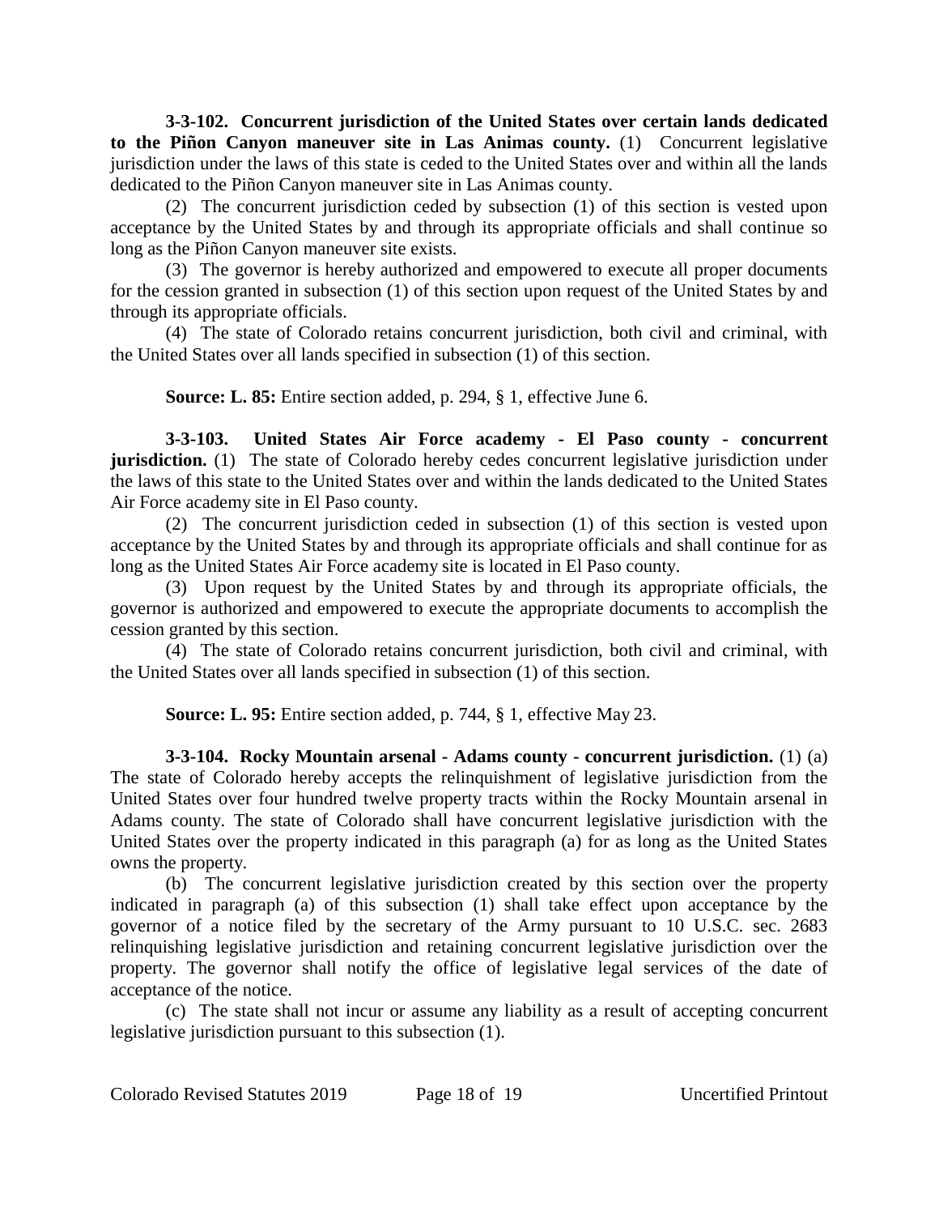**3-3-102. Concurrent jurisdiction of the United States over certain lands dedicated to the Piñon Canyon maneuver site in Las Animas county.** (1) Concurrent legislative jurisdiction under the laws of this state is ceded to the United States over and within all the lands dedicated to the Piñon Canyon maneuver site in Las Animas county.

(2) The concurrent jurisdiction ceded by subsection (1) of this section is vested upon acceptance by the United States by and through its appropriate officials and shall continue so long as the Piñon Canyon maneuver site exists.

(3) The governor is hereby authorized and empowered to execute all proper documents for the cession granted in subsection (1) of this section upon request of the United States by and through its appropriate officials.

(4) The state of Colorado retains concurrent jurisdiction, both civil and criminal, with the United States over all lands specified in subsection (1) of this section.

**Source: L. 85:** Entire section added, p. 294, § 1, effective June 6.

**3-3-103. United States Air Force academy - El Paso county - concurrent jurisdiction.** (1) The state of Colorado hereby cedes concurrent legislative jurisdiction under the laws of this state to the United States over and within the lands dedicated to the United States Air Force academy site in El Paso county.

(2) The concurrent jurisdiction ceded in subsection (1) of this section is vested upon acceptance by the United States by and through its appropriate officials and shall continue for as long as the United States Air Force academy site is located in El Paso county.

(3) Upon request by the United States by and through its appropriate officials, the governor is authorized and empowered to execute the appropriate documents to accomplish the cession granted by this section.

(4) The state of Colorado retains concurrent jurisdiction, both civil and criminal, with the United States over all lands specified in subsection (1) of this section.

**Source: L. 95:** Entire section added, p. 744, § 1, effective May 23.

**3-3-104. Rocky Mountain arsenal - Adams county - concurrent jurisdiction.** (1) (a) The state of Colorado hereby accepts the relinquishment of legislative jurisdiction from the United States over four hundred twelve property tracts within the Rocky Mountain arsenal in Adams county. The state of Colorado shall have concurrent legislative jurisdiction with the United States over the property indicated in this paragraph (a) for as long as the United States owns the property.

(b) The concurrent legislative jurisdiction created by this section over the property indicated in paragraph (a) of this subsection (1) shall take effect upon acceptance by the governor of a notice filed by the secretary of the Army pursuant to 10 U.S.C. sec. 2683 relinquishing legislative jurisdiction and retaining concurrent legislative jurisdiction over the property. The governor shall notify the office of legislative legal services of the date of acceptance of the notice.

(c) The state shall not incur or assume any liability as a result of accepting concurrent legislative jurisdiction pursuant to this subsection (1).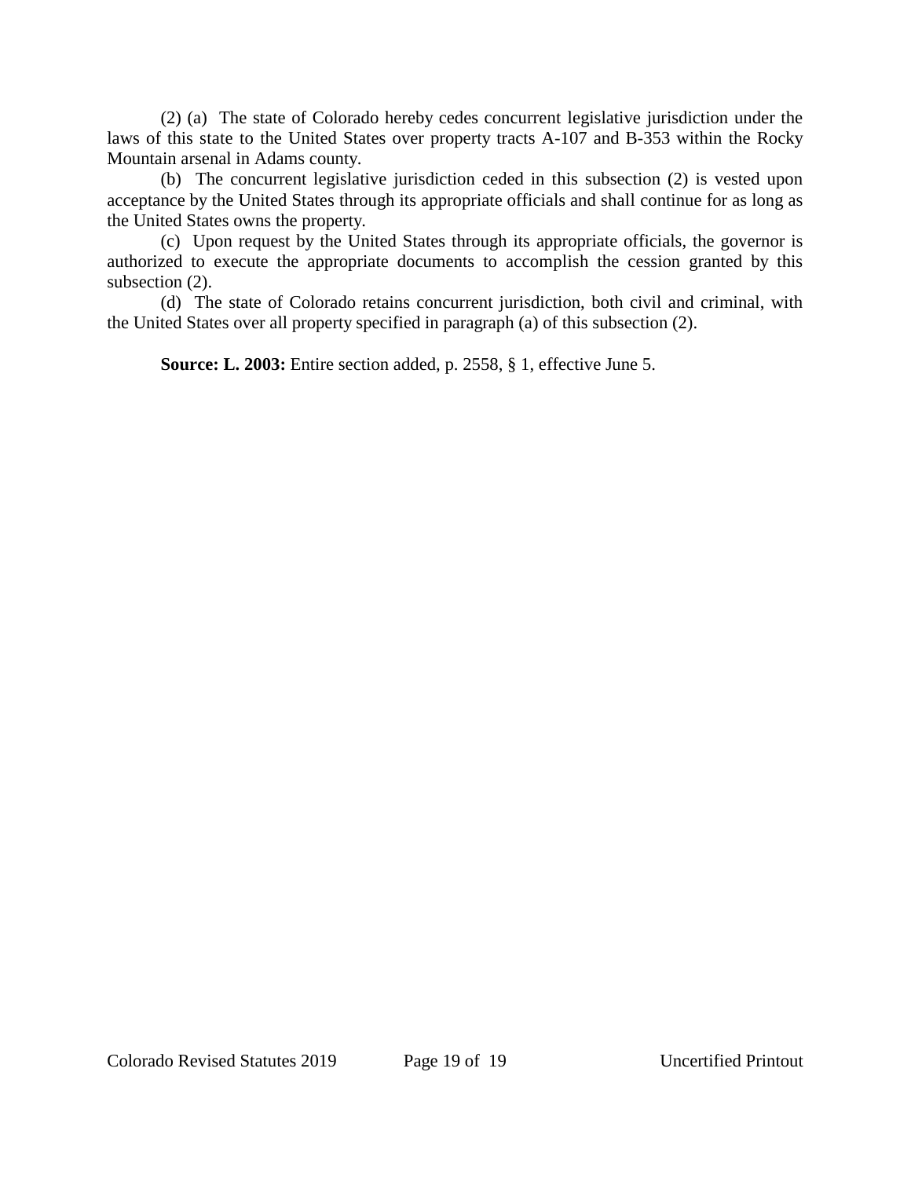(2) (a) The state of Colorado hereby cedes concurrent legislative jurisdiction under the laws of this state to the United States over property tracts A-107 and B-353 within the Rocky Mountain arsenal in Adams county.

(b) The concurrent legislative jurisdiction ceded in this subsection (2) is vested upon acceptance by the United States through its appropriate officials and shall continue for as long as the United States owns the property.

(c) Upon request by the United States through its appropriate officials, the governor is authorized to execute the appropriate documents to accomplish the cession granted by this subsection (2).

(d) The state of Colorado retains concurrent jurisdiction, both civil and criminal, with the United States over all property specified in paragraph (a) of this subsection (2).

**Source: L. 2003:** Entire section added, p. 2558, § 1, effective June 5.